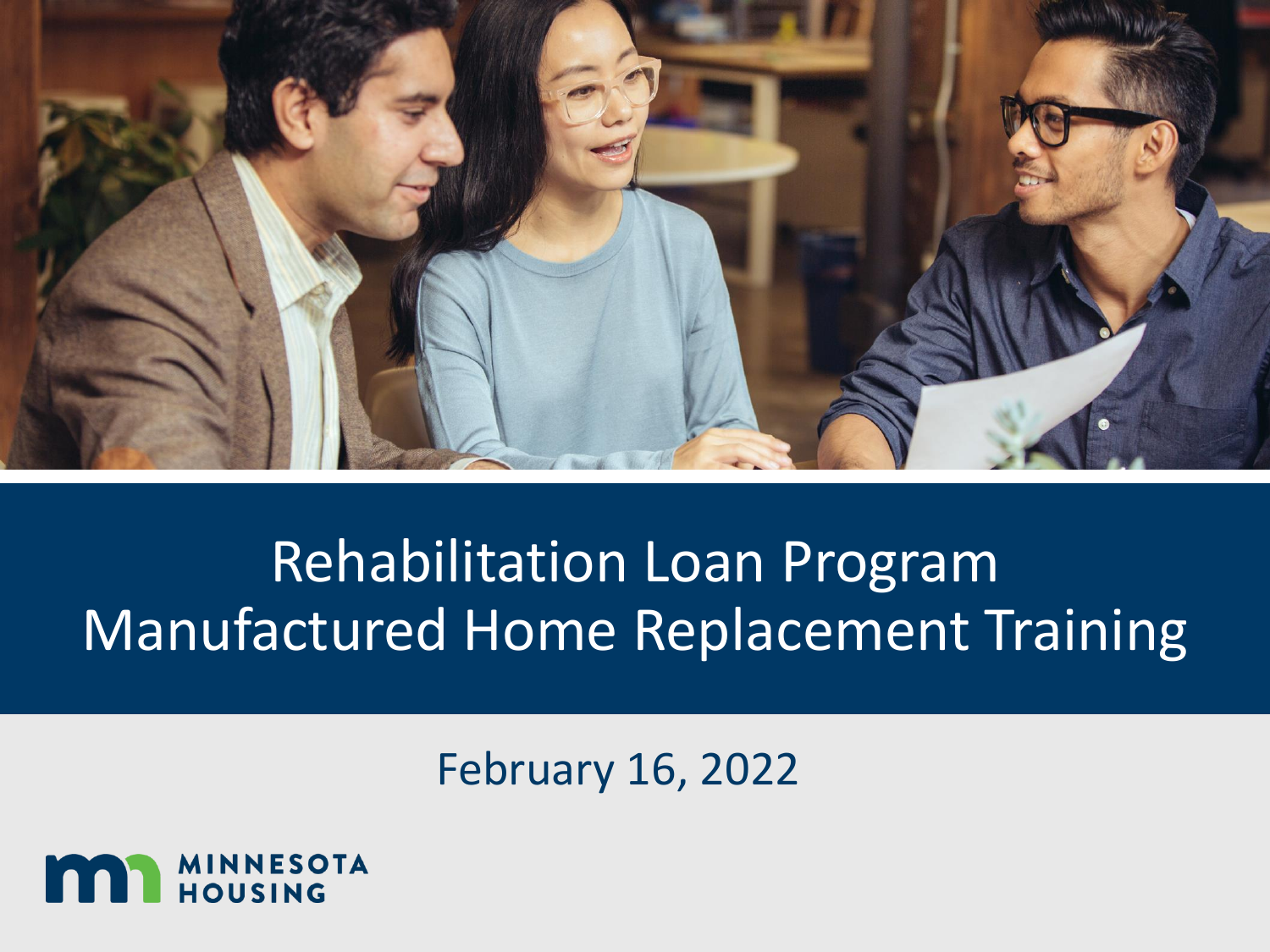# Rehabilitation Loan Program Manufactured Home Replacement Training

February 16, 2022

MINNESOTA HOUSING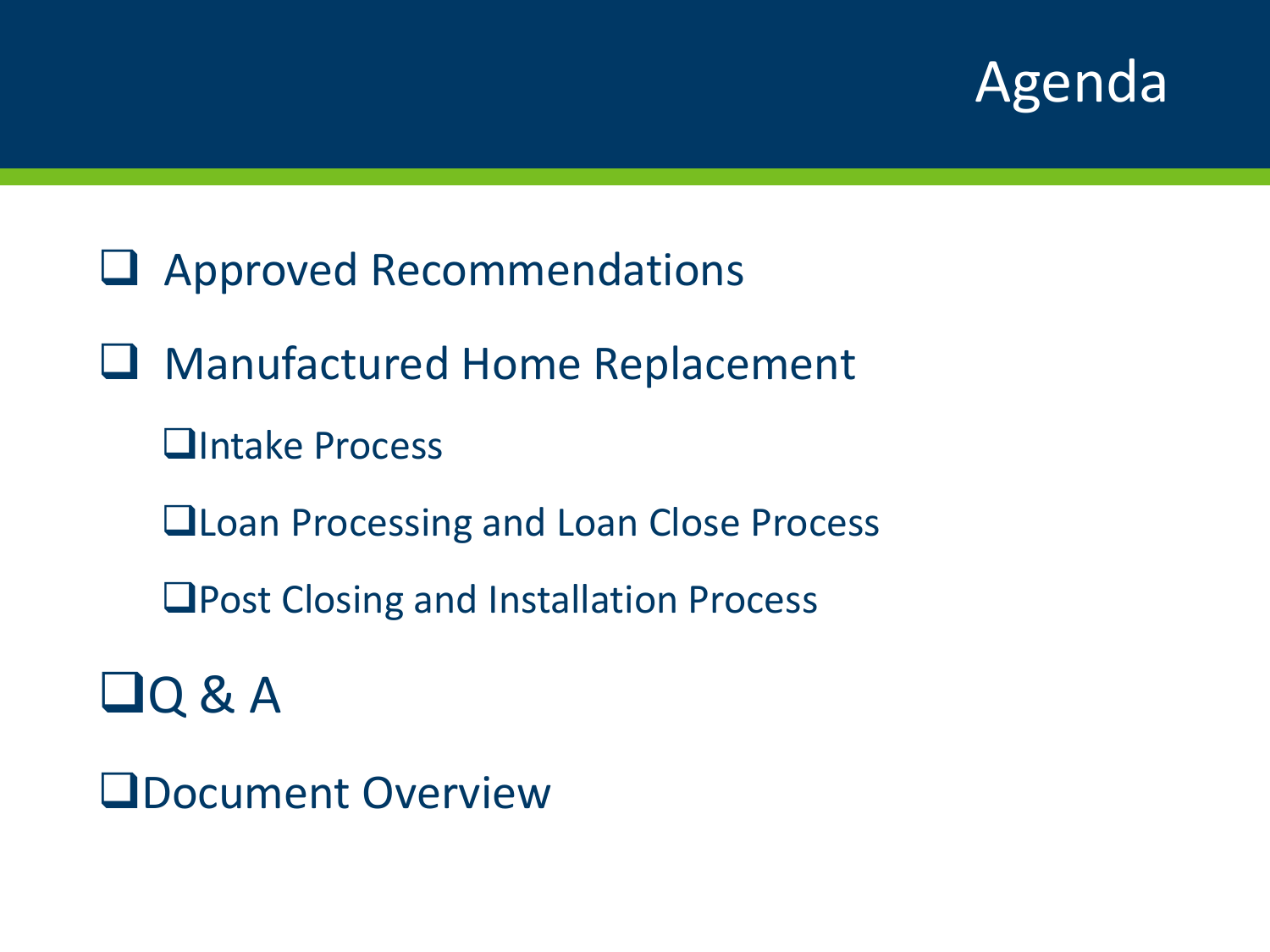# Agenda

- Approved Recommendations
- Manufactured Home Replacement
  - Intake Process
  - Loan Processing and Loan Close Process
  - Post Closing and Installation Process
- Q & A
- Document Overview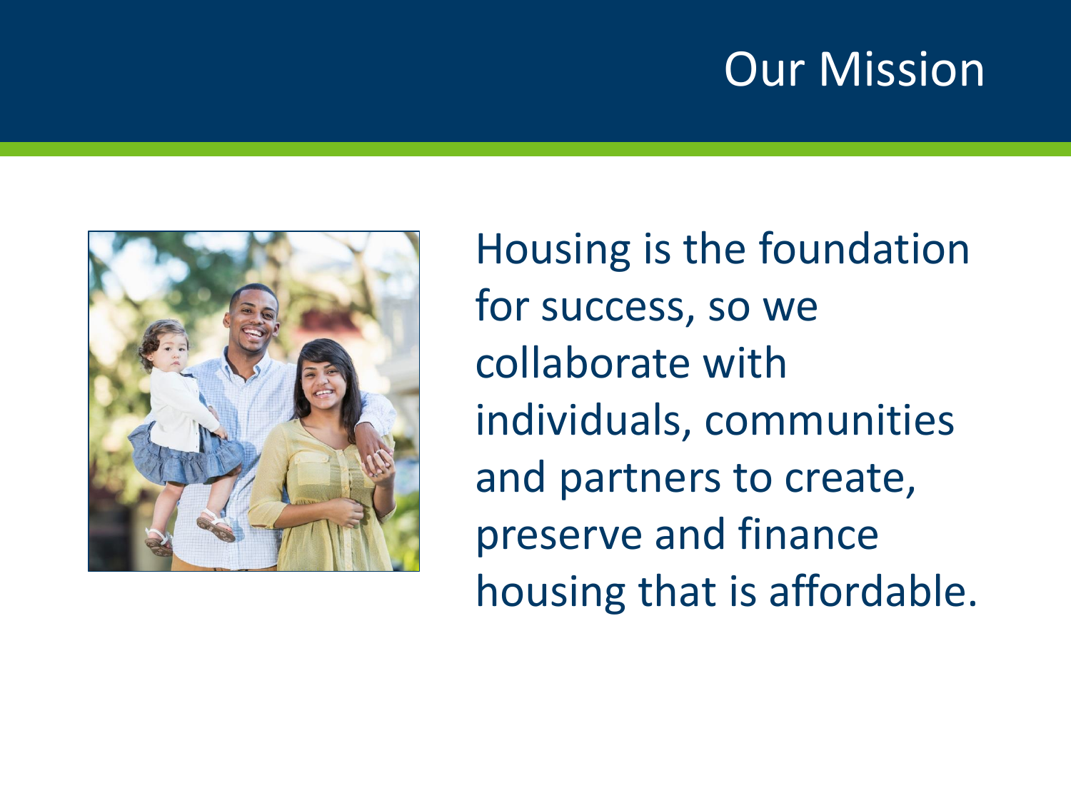# Our Mission

Housing is the foundation for success, so we collaborate with individuals, communities and partners to create, preserve and finance housing that is affordable.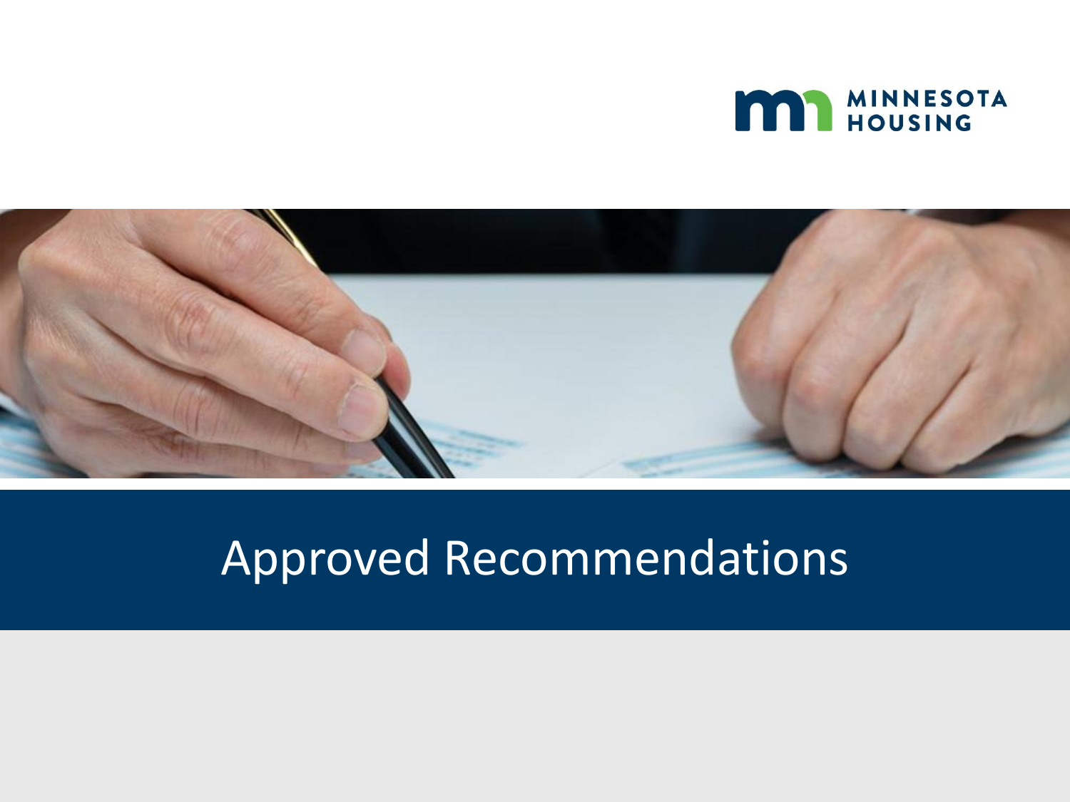MINNESOTA HOUSING

# Approved Recommendations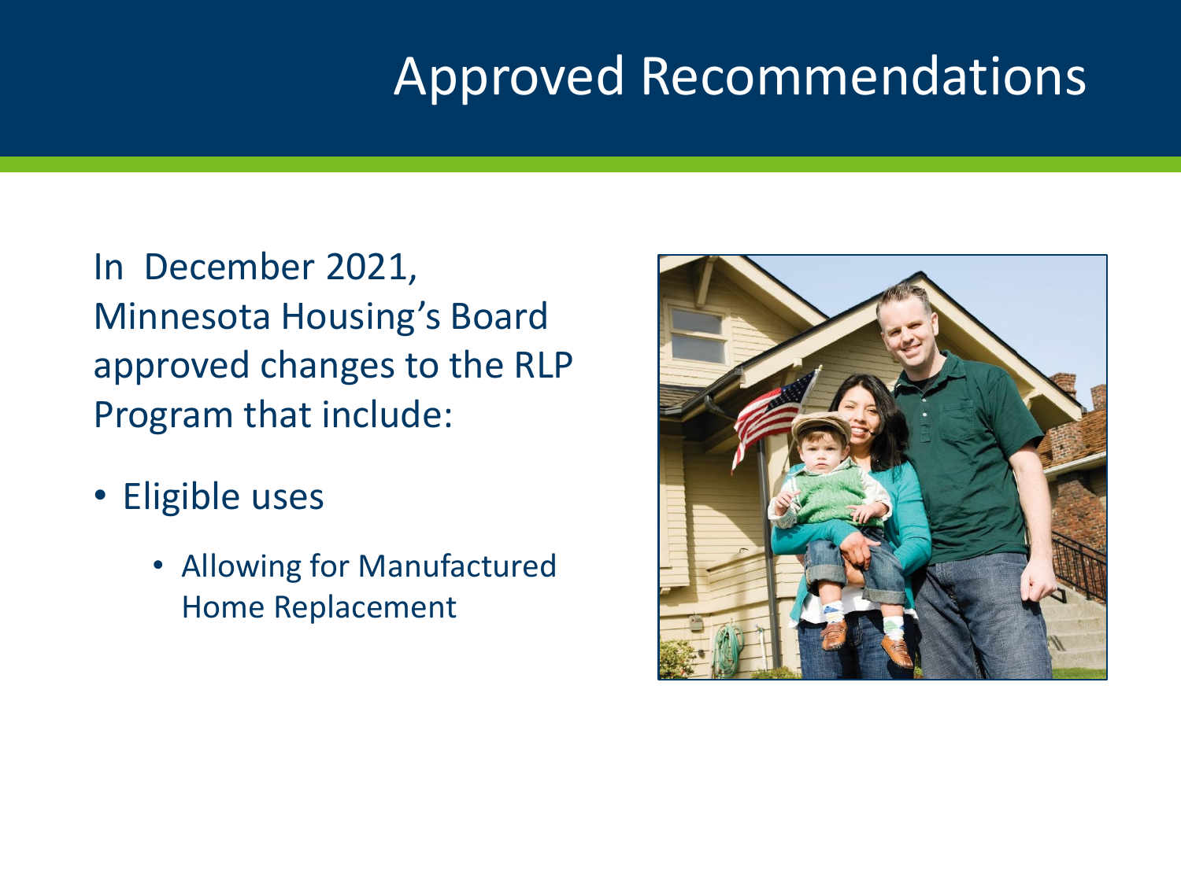# Approved Recommendations

In December 2021, Minnesota Housing's Board approved changes to the RLP Program that include:

- Eligible uses
  - Allowing for Manufactured Home Replacement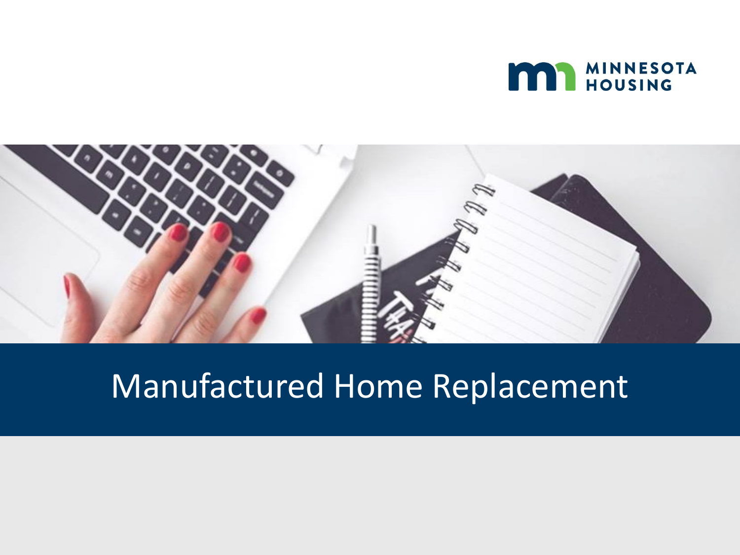# Manufactured Home Replacement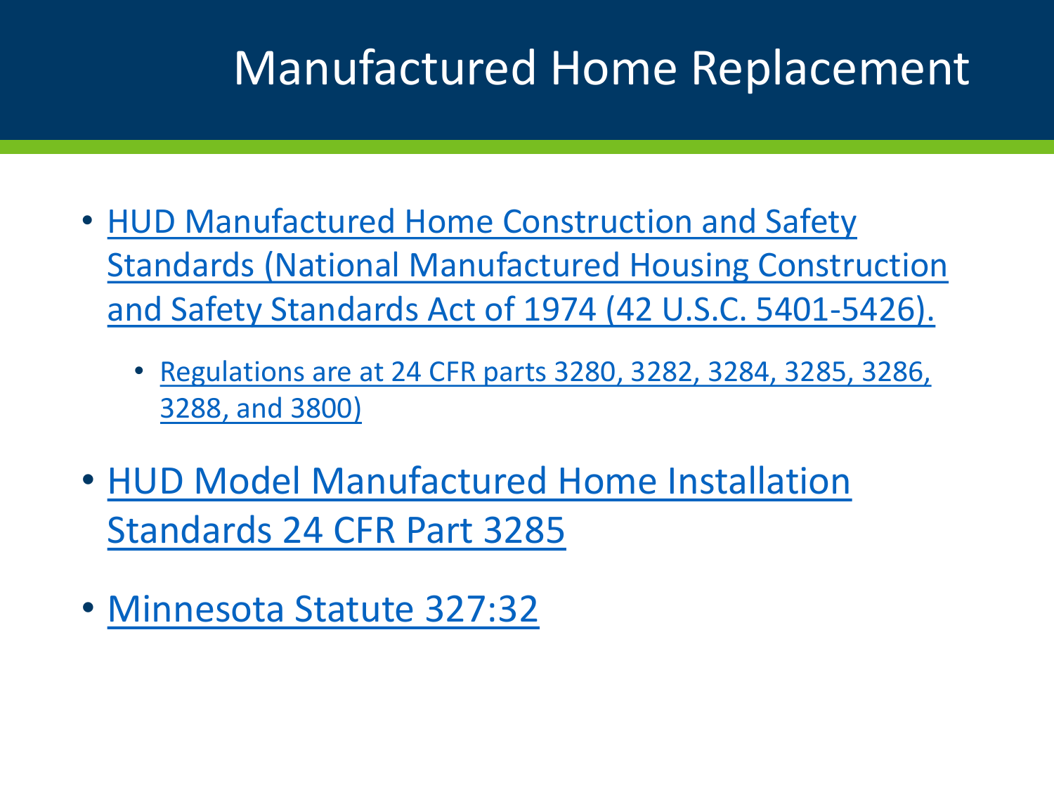# Manufactured Home Replacement

- HUD Manufactured Home Construction and Safety Standards (National Manufactured Housing Construction and Safety Standards Act of 1974 (42 U.S.C. 5401-5426).
  - Regulations are at 24 CFR parts 3280, 3282, 3284, 3285, 3286, 3288, and 3800)
- HUD Model Manufactured Home Installation Standards 24 CFR Part 3285
- Minnesota Statute 327:32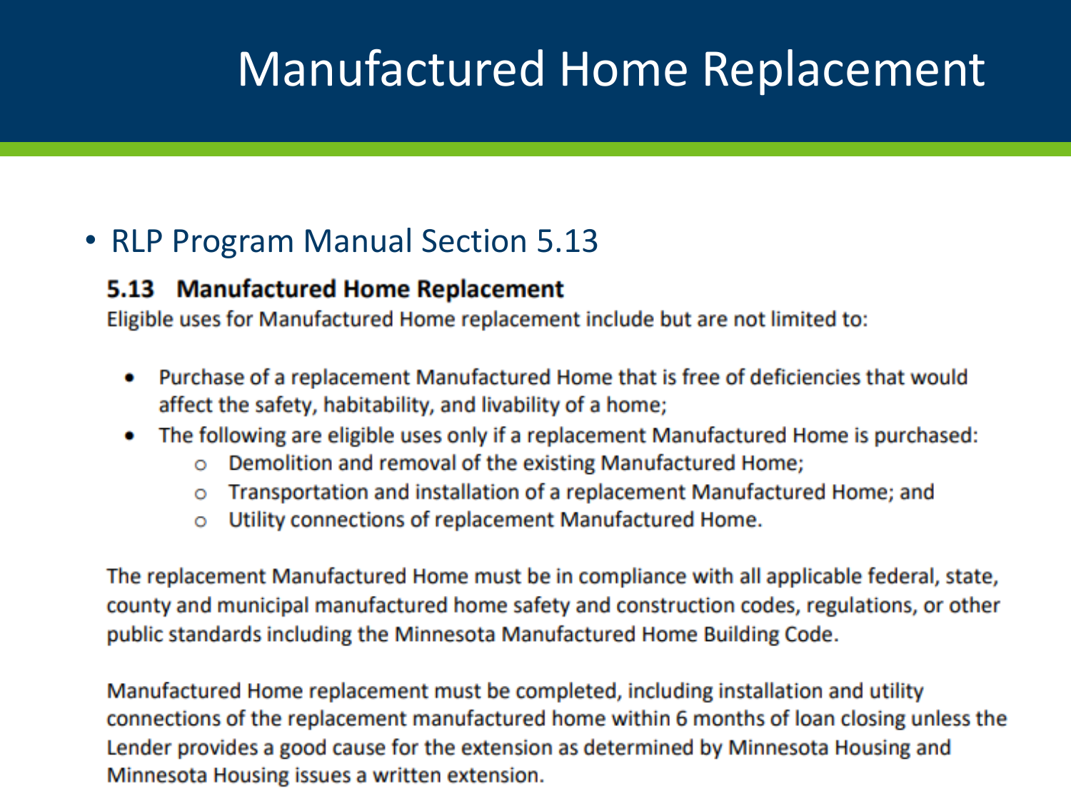# Manufactured Home Replacement

- RLP Program Manual Section 5.13

### 5.13 Manufactured Home Replacement

Eligible uses for Manufactured Home replacement include but are not limited to:

- Purchase of a replacement Manufactured Home that is free of deficiencies that would affect the safety, habitability, and livability of a home;
- The following are eligible uses only if a replacement Manufactured Home is purchased:
  - Demolition and removal of the existing Manufactured Home;
  - Transportation and installation of a replacement Manufactured Home; and
  - Utility connections of replacement Manufactured Home.

The replacement Manufactured Home must be in compliance with all applicable federal, state, county and municipal manufactured home safety and construction codes, regulations, or other public standards including the Minnesota Manufactured Home Building Code.

Manufactured Home replacement must be completed, including installation and utility connections of the replacement manufactured home within 6 months of loan closing unless the Lender provides a good cause for the extension as determined by Minnesota Housing and Minnesota Housing issues a written extension.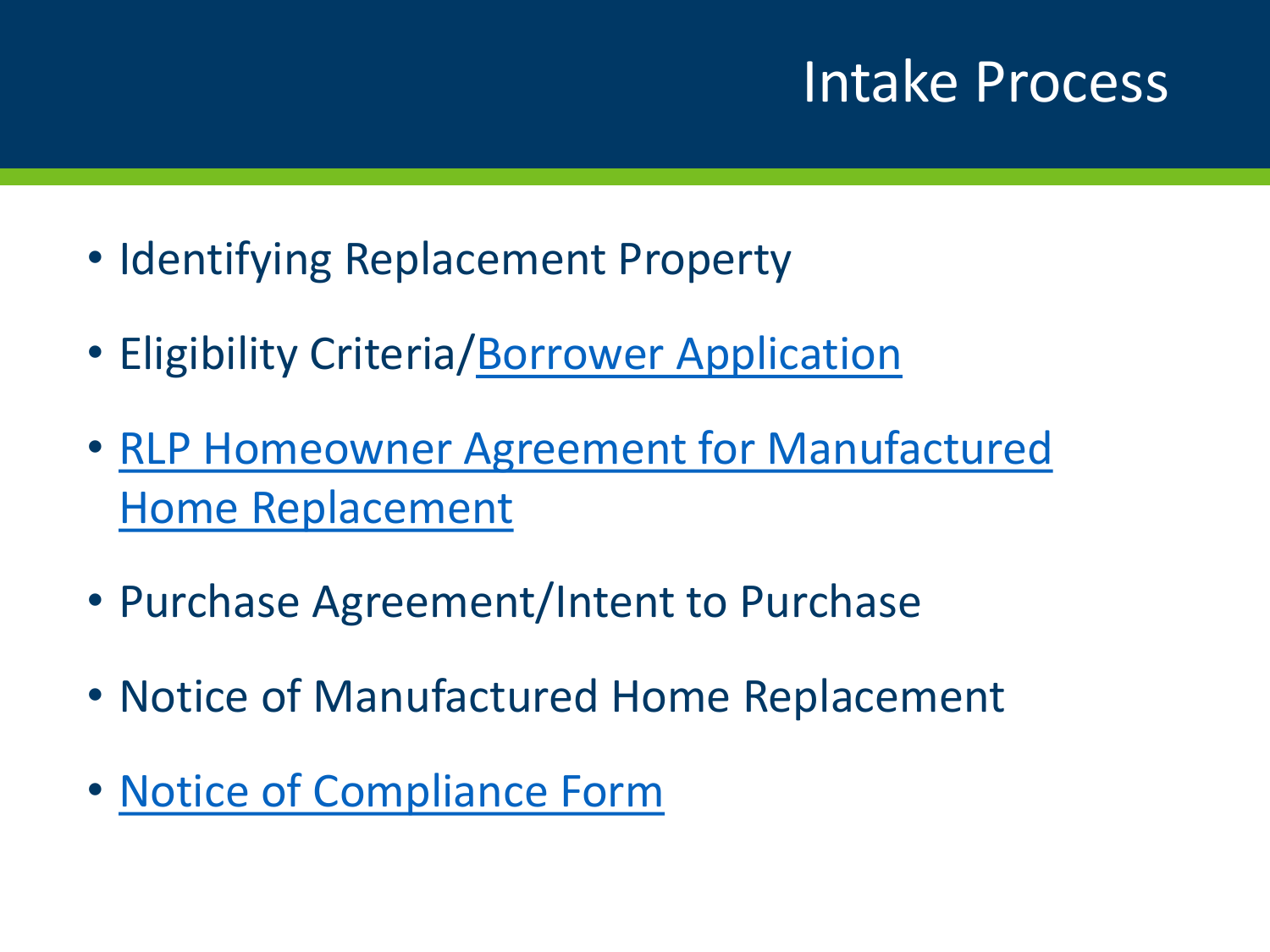# Intake Process

- Identifying Replacement Property
- Eligibility Criteria/Borrower Application
- RLP Homeowner Agreement for Manufactured Home Replacement
- Purchase Agreement/Intent to Purchase
- Notice of Manufactured Home Replacement
- Notice of Compliance Form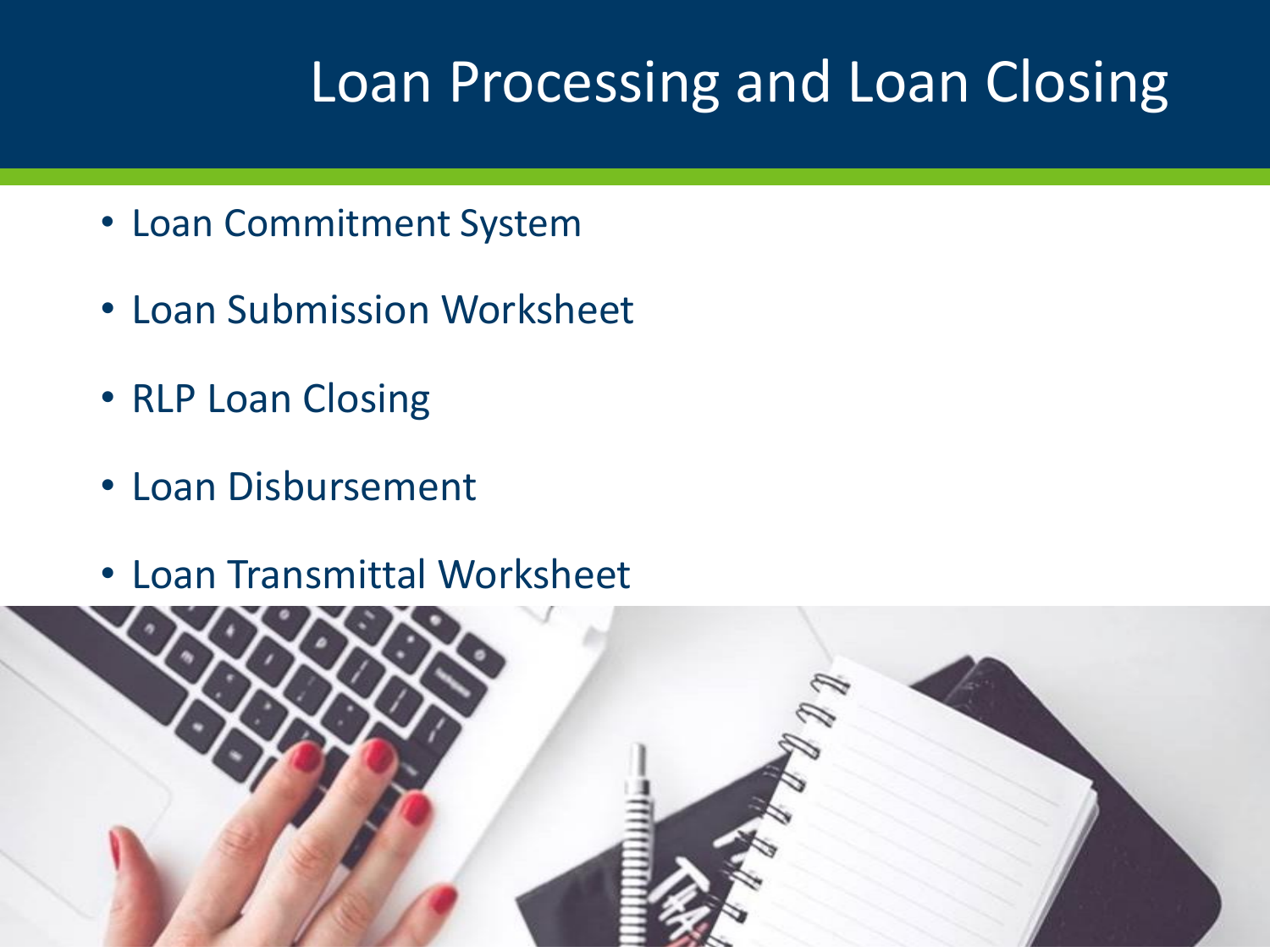# Loan Processing and Loan Closing

- Loan Commitment System
- Loan Submission Worksheet
- RLP Loan Closing
- Loan Disbursement
- Loan Transmittal Worksheet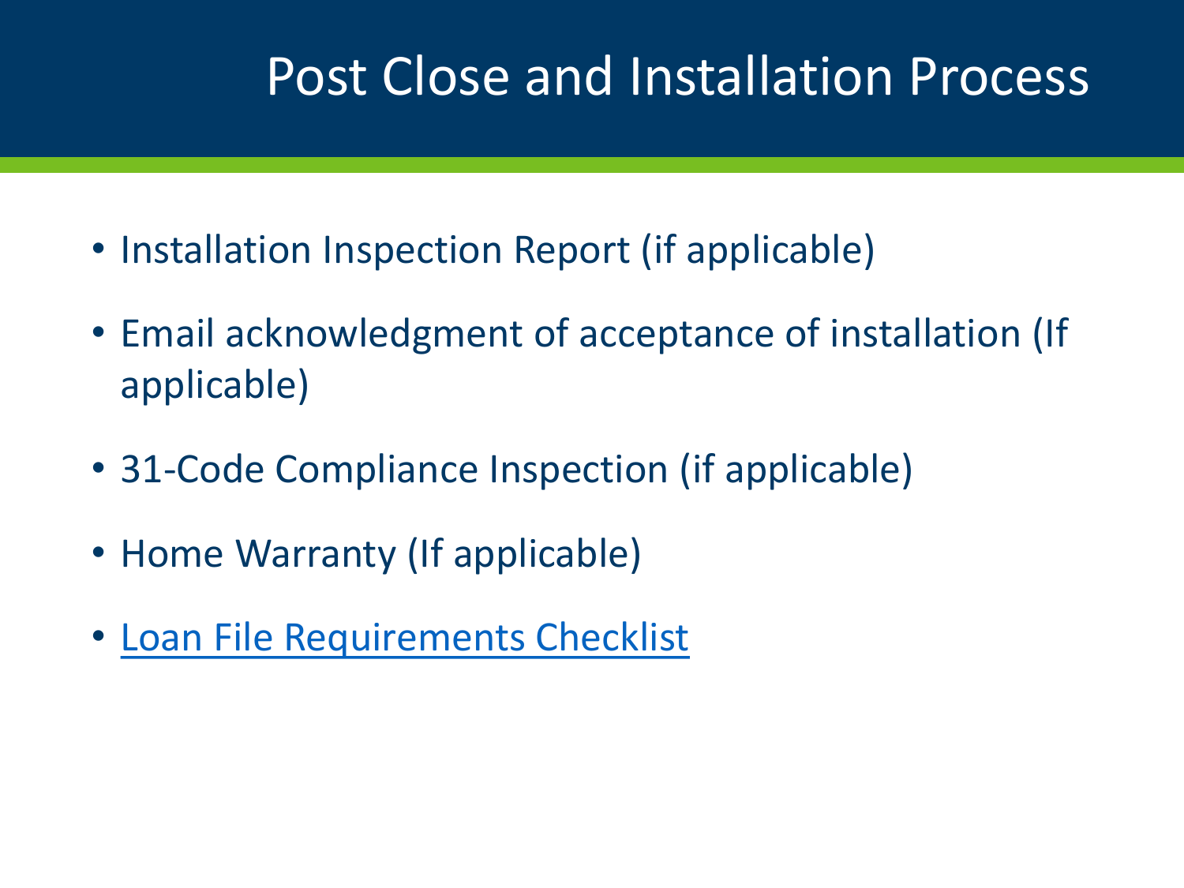# Post Close and Installation Process

- Installation Inspection Report (if applicable)
- Email acknowledgment of acceptance of installation (If applicable)
- 31-Code Compliance Inspection (if applicable)
- Home Warranty (If applicable)
- Loan File Requirements Checklist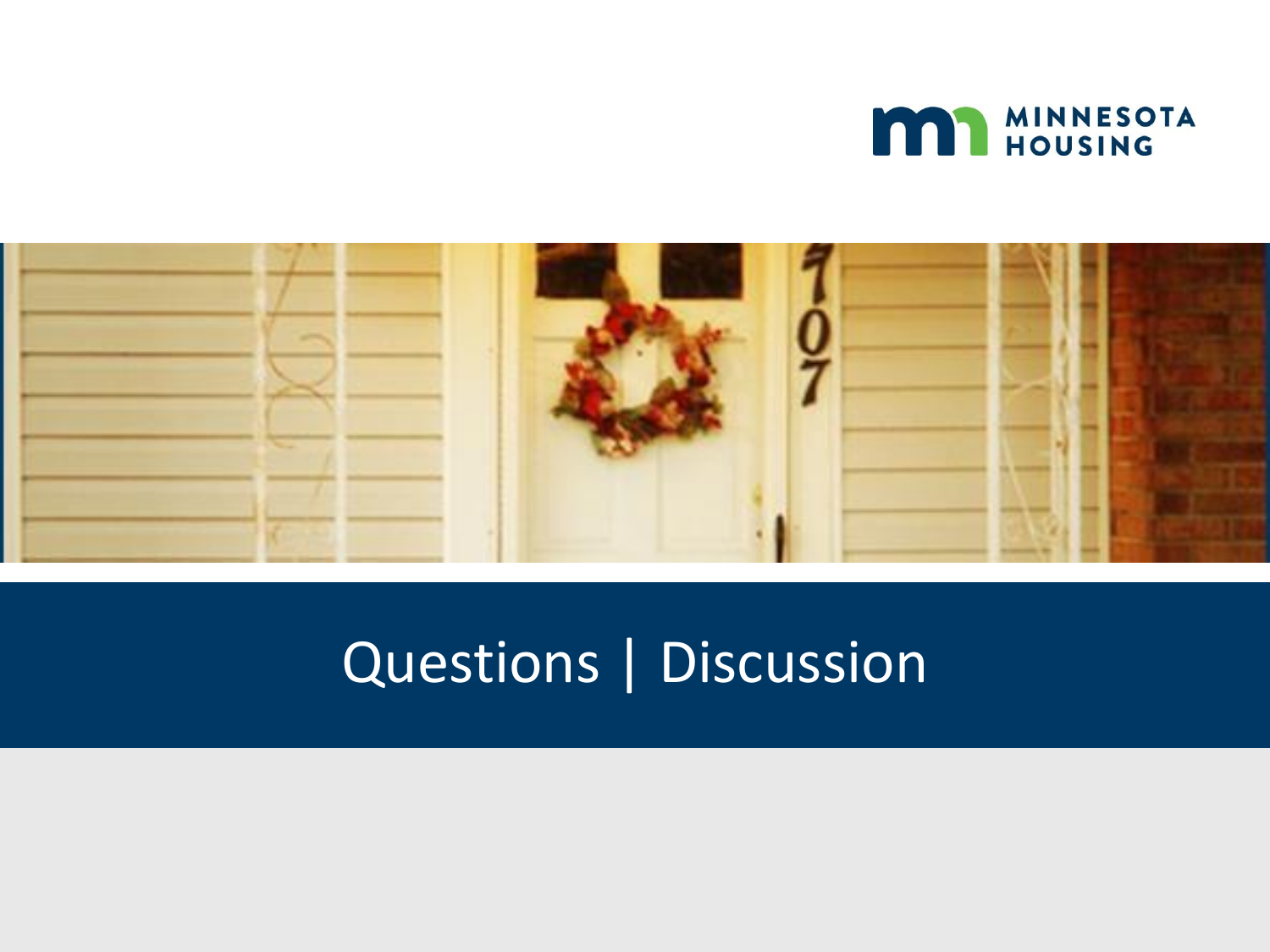# Questions | Discussion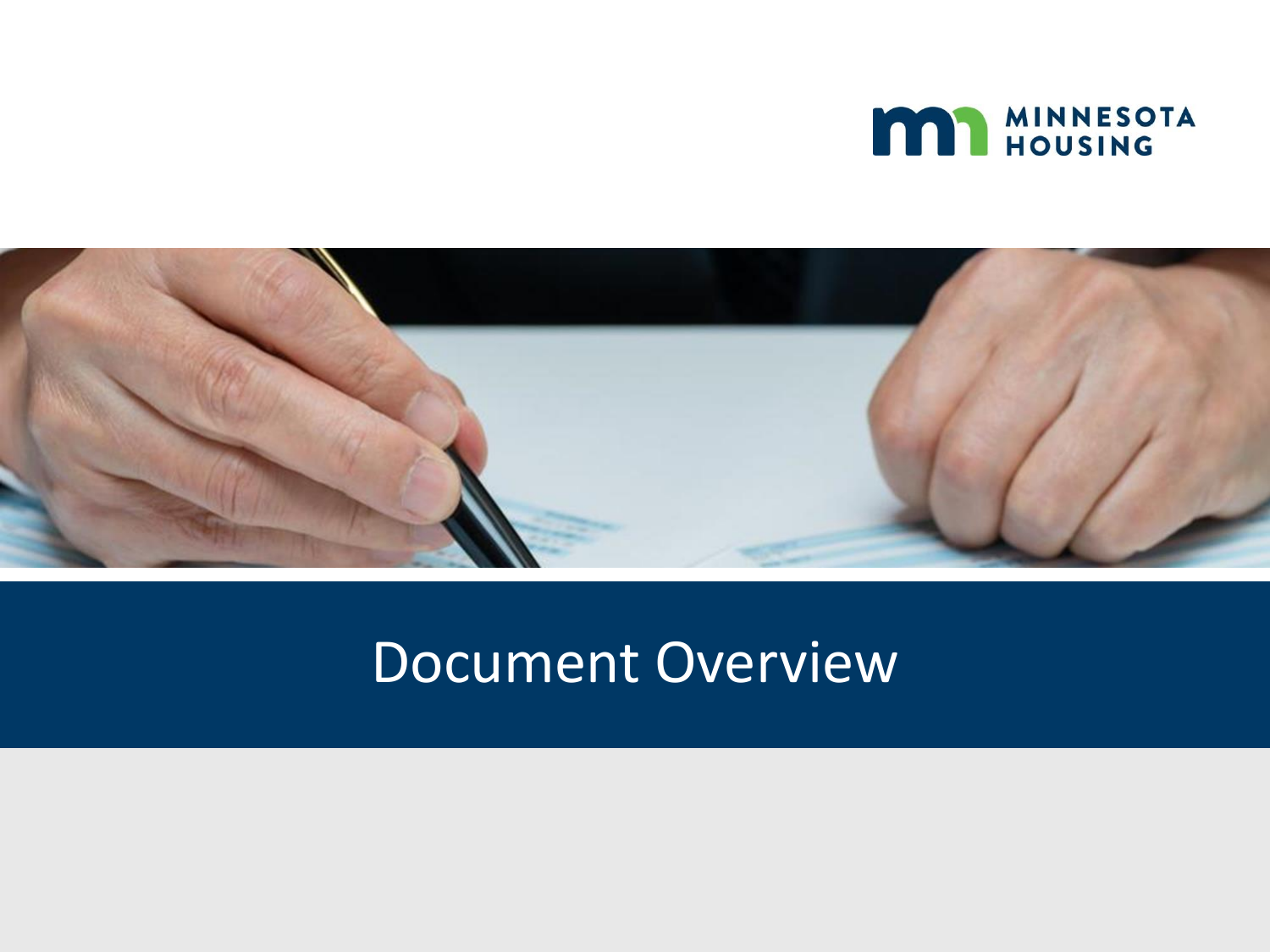MINNESOTA HOUSING

# Document Overview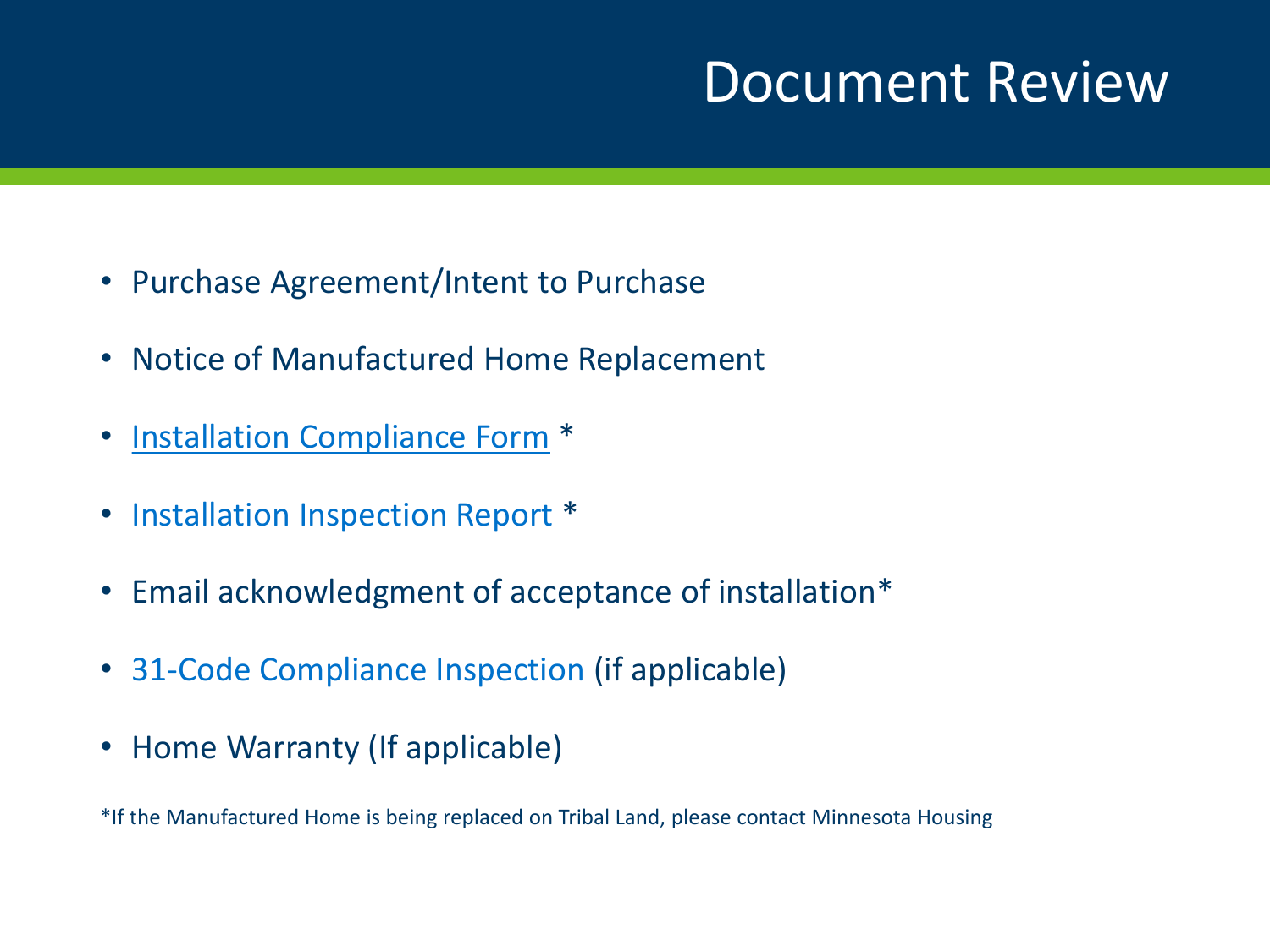# Document Review

- Purchase Agreement/Intent to Purchase
- Notice of Manufactured Home Replacement
- Installation Compliance Form *
- Installation Inspection Report *
- Email acknowledgment of acceptance of installation*
- 31-Code Compliance Inspection (if applicable)
- Home Warranty (If applicable)

*If the Manufactured Home is being replaced on Tribal Land, please contact Minnesota Housing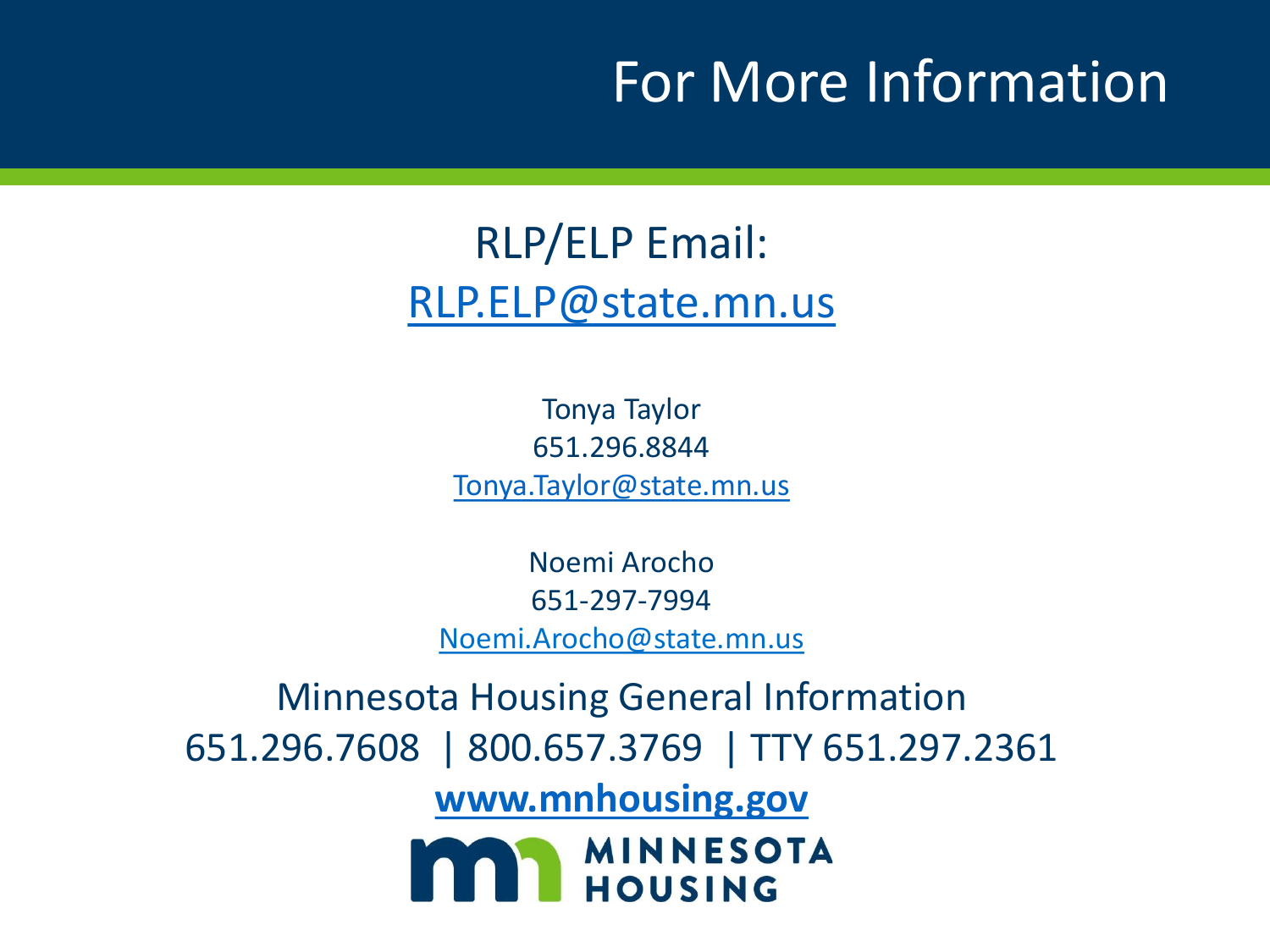# For More Information

RLP/ELP Email:
RLP.ELP@state.mn.us

Tonya Taylor
651.296.8844
Tonya.Taylor@state.mn.us

Noemi Arocho
651-297-7994
Noemi.Arocho@state.mn.us

Minnesota Housing General Information
651.296.7608 | 800.657.3769 | TTY 651.297.2361

**www.mnhousing.gov**

MINNESOTA HOUSING